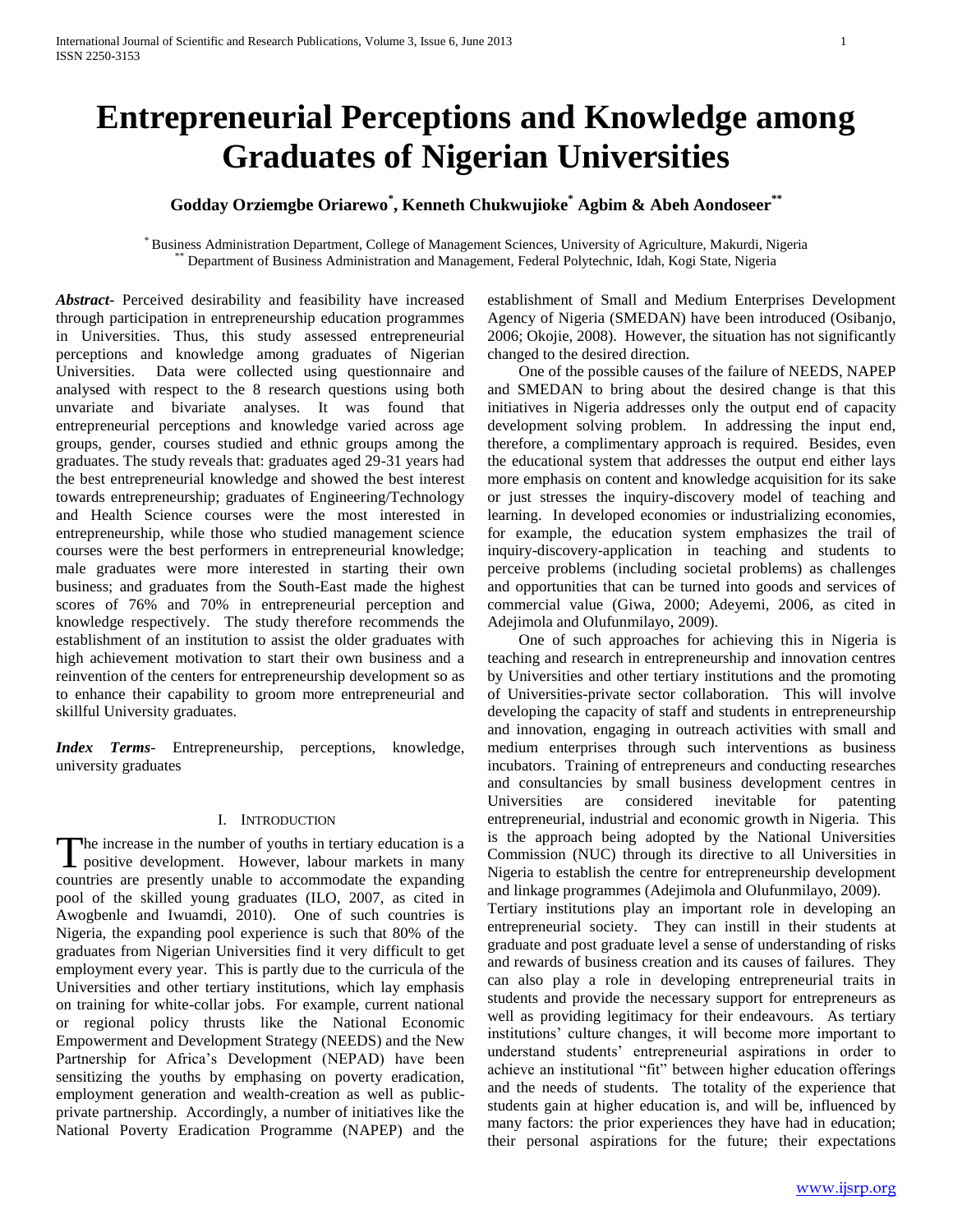# Entrepreneurial Perceptions and Knowledge among Graduates of Nigerian Universities

**Godday Orziemgbe Oriarewo[*], Kenneth Chukwujioke[*] Agbim & Abeh Aondoseer[**]**

[*] Business Administration Department, College of Management Sciences, University of Agriculture, Makurdi, Nigeria
[**] Department of Business Administration and Management, Federal Polytechnic, Idah, Kogi State, Nigeria

***Abstract-*** Perceived desirability and feasibility have increased through participation in entrepreneurship education programmes in Universities. Thus, this study assessed entrepreneurial perceptions and knowledge among graduates of Nigerian Universities. Data were collected using questionnaire and analysed with respect to the 8 research questions using both unvariate and bivariate analyses. It was found that entrepreneurial perceptions and knowledge varied across age groups, gender, courses studied and ethnic groups among the graduates. The study reveals that: graduates aged 29-31 years had the best entrepreneurial knowledge and showed the best interest towards entrepreneurship; graduates of Engineering/Technology and Health Science courses were the most interested in entrepreneurship, while those who studied management science courses were the best performers in entrepreneurial knowledge; male graduates were more interested in starting their own business; and graduates from the South-East made the highest scores of 76% and 70% in entrepreneurial perception and knowledge respectively. The study therefore recommends the establishment of an institution to assist the older graduates with high achievement motivation to start their own business and a reinvention of the centers for entrepreneurship development so as to enhance their capability to groom more entrepreneurial and skillful University graduates.

***Index Terms-*** Entrepreneurship, perceptions, knowledge, university graduates

## I. Introduction

The increase in the number of youths in tertiary education is a positive development. However, labour markets in many countries are presently unable to accommodate the expanding pool of the skilled young graduates (ILO, 2007, as cited in Awogbenle and Iwuamdi, 2010). One of such countries is Nigeria, the expanding pool experience is such that 80% of the graduates from Nigerian Universities find it very difficult to get employment every year. This is partly due to the curricula of the Universities and other tertiary institutions, which lay emphasis on training for white-collar jobs. For example, current national or regional policy thrusts like the National Economic Empowerment and Development Strategy (NEEDS) and the New Partnership for Africa's Development (NEPAD) have been sensitizing the youths by emphasing on poverty eradication, employment generation and wealth-creation as well as public-private partnership. Accordingly, a number of initiatives like the National Poverty Eradication Programme (NAPEP) and the establishment of Small and Medium Enterprises Development Agency of Nigeria (SMEDAN) have been introduced (Osibanjo, 2006; Okojie, 2008). However, the situation has not significantly changed to the desired direction.

One of the possible causes of the failure of NEEDS, NAPEP and SMEDAN to bring about the desired change is that this initiatives in Nigeria addresses only the output end of capacity development solving problem. In addressing the input end, therefore, a complimentary approach is required. Besides, even the educational system that addresses the output end either lays more emphasis on content and knowledge acquisition for its sake or just stresses the inquiry-discovery model of teaching and learning. In developed economies or industrializing economies, for example, the education system emphasizes the trail of inquiry-discovery-application in teaching and students to perceive problems (including societal problems) as challenges and opportunities that can be turned into goods and services of commercial value (Giwa, 2000; Adeyemi, 2006, as cited in Adejimola and Olufunmilayo, 2009).

One of such approaches for achieving this in Nigeria is teaching and research in entrepreneurship and innovation centres by Universities and other tertiary institutions and the promoting of Universities-private sector collaboration. This will involve developing the capacity of staff and students in entrepreneurship and innovation, engaging in outreach activities with small and medium enterprises through such interventions as business incubators. Training of entrepreneurs and conducting researches and consultancies by small business development centres in Universities are considered inevitable for patenting entrepreneurial, industrial and economic growth in Nigeria. This is the approach being adopted by the National Universities Commission (NUC) through its directive to all Universities in Nigeria to establish the centre for entrepreneurship development and linkage programmes (Adejimola and Olufunmilayo, 2009).

Tertiary institutions play an important role in developing an entrepreneurial society. They can instill in their students at graduate and post graduate level a sense of understanding of risks and rewards of business creation and its causes of failures. They can also play a role in developing entrepreneurial traits in students and provide the necessary support for entrepreneurs as well as providing legitimacy for their endeavours. As tertiary institutions' culture changes, it will become more important to understand students' entrepreneurial aspirations in order to achieve an institutional "fit" between higher education offerings and the needs of students. The totality of the experience that students gain at higher education is, and will be, influenced by many factors: the prior experiences they have had in education; their personal aspirations for the future; their expectations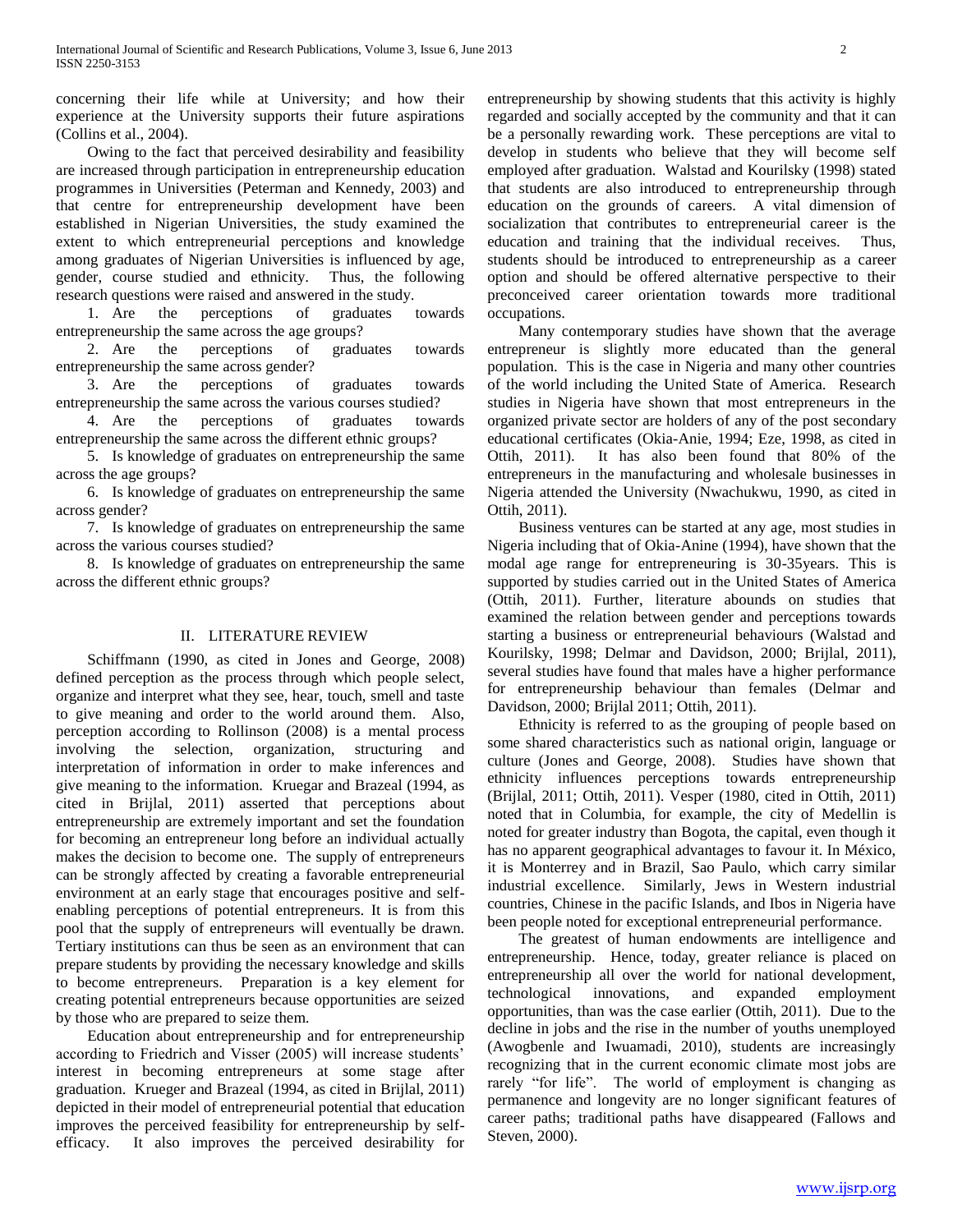concerning their life while at University; and how their experience at the University supports their future aspirations (Collins et al., 2004).

Owing to the fact that perceived desirability and feasibility are increased through participation in entrepreneurship education programmes in Universities (Peterman and Kennedy, 2003) and that centre for entrepreneurship development have been established in Nigerian Universities, the study examined the extent to which entrepreneurial perceptions and knowledge among graduates of Nigerian Universities is influenced by age, gender, course studied and ethnicity. Thus, the following research questions were raised and answered in the study.

1. Are the perceptions of graduates towards entrepreneurship the same across the age groups?
2. Are the perceptions of graduates towards entrepreneurship the same across gender?
3. Are the perceptions of graduates towards entrepreneurship the same across the various courses studied?
4. Are the perceptions of graduates towards entrepreneurship the same across the different ethnic groups?
5. Is knowledge of graduates on entrepreneurship the same across the age groups?
6. Is knowledge of graduates on entrepreneurship the same across gender?
7. Is knowledge of graduates on entrepreneurship the same across the various courses studied?
8. Is knowledge of graduates on entrepreneurship the same across the different ethnic groups?

## II. LITERATURE REVIEW

Schiffmann (1990, as cited in Jones and George, 2008) defined perception as the process through which people select, organize and interpret what they see, hear, touch, smell and taste to give meaning and order to the world around them. Also, perception according to Rollinson (2008) is a mental process involving the selection, organization, structuring and interpretation of information in order to make inferences and give meaning to the information. Kruegar and Brazeal (1994, as cited in Brijlal, 2011) asserted that perceptions about entrepreneurship are extremely important and set the foundation for becoming an entrepreneur long before an individual actually makes the decision to become one. The supply of entrepreneurs can be strongly affected by creating a favorable entrepreneurial environment at an early stage that encourages positive and self-enabling perceptions of potential entrepreneurs. It is from this pool that the supply of entrepreneurs will eventually be drawn. Tertiary institutions can thus be seen as an environment that can prepare students by providing the necessary knowledge and skills to become entrepreneurs. Preparation is a key element for creating potential entrepreneurs because opportunities are seized by those who are prepared to seize them.

Education about entrepreneurship and for entrepreneurship according to Friedrich and Visser (2005) will increase students' interest in becoming entrepreneurs at some stage after graduation. Krueger and Brazeal (1994, as cited in Brijlal, 2011) depicted in their model of entrepreneurial potential that education improves the perceived feasibility for entrepreneurship by self-efficacy. It also improves the perceived desirability for entrepreneurship by showing students that this activity is highly regarded and socially accepted by the community and that it can be a personally rewarding work. These perceptions are vital to develop in students who believe that they will become self employed after graduation. Walstad and Kourilsky (1998) stated that students are also introduced to entrepreneurship through education on the grounds of careers. A vital dimension of socialization that contributes to entrepreneurial career is the education and training that the individual receives. Thus, students should be introduced to entrepreneurship as a career option and should be offered alternative perspective to their preconceived career orientation towards more traditional occupations.

Many contemporary studies have shown that the average entrepreneur is slightly more educated than the general population. This is the case in Nigeria and many other countries of the world including the United State of America. Research studies in Nigeria have shown that most entrepreneurs in the organized private sector are holders of any of the post secondary educational certificates (Okia-Anie, 1994; Eze, 1998, as cited in Ottih, 2011). It has also been found that 80% of the entrepreneurs in the manufacturing and wholesale businesses in Nigeria attended the University (Nwachukwu, 1990, as cited in Ottih, 2011).

Business ventures can be started at any age, most studies in Nigeria including that of Okia-Anine (1994), have shown that the modal age range for entrepreneuring is 30-35years. This is supported by studies carried out in the United States of America (Ottih, 2011). Further, literature abounds on studies that examined the relation between gender and perceptions towards starting a business or entrepreneurial behaviours (Walstad and Kourilsky, 1998; Delmar and Davidson, 2000; Brijlal, 2011), several studies have found that males have a higher performance for entrepreneurship behaviour than females (Delmar and Davidson, 2000; Brijlal 2011; Ottih, 2011).

Ethnicity is referred to as the grouping of people based on some shared characteristics such as national origin, language or culture (Jones and George, 2008). Studies have shown that ethnicity influences perceptions towards entrepreneurship (Brijlal, 2011; Ottih, 2011). Vesper (1980, cited in Ottih, 2011) noted that in Columbia, for example, the city of Medellin is noted for greater industry than Bogota, the capital, even though it has no apparent geographical advantages to favour it. In México, it is Monterrey and in Brazil, Sao Paulo, which carry similar industrial excellence. Similarly, Jews in Western industrial countries, Chinese in the pacific Islands, and Ibos in Nigeria have been people noted for exceptional entrepreneurial performance.

The greatest of human endowments are intelligence and entrepreneurship. Hence, today, greater reliance is placed on entrepreneurship all over the world for national development, technological innovations, and expanded employment opportunities, than was the case earlier (Ottih, 2011). Due to the decline in jobs and the rise in the number of youths unemployed (Awogbenle and Iwuamadi, 2010), students are increasingly recognizing that in the current economic climate most jobs are rarely "for life". The world of employment is changing as permanence and longevity are no longer significant features of career paths; traditional paths have disappeared (Fallows and Steven, 2000).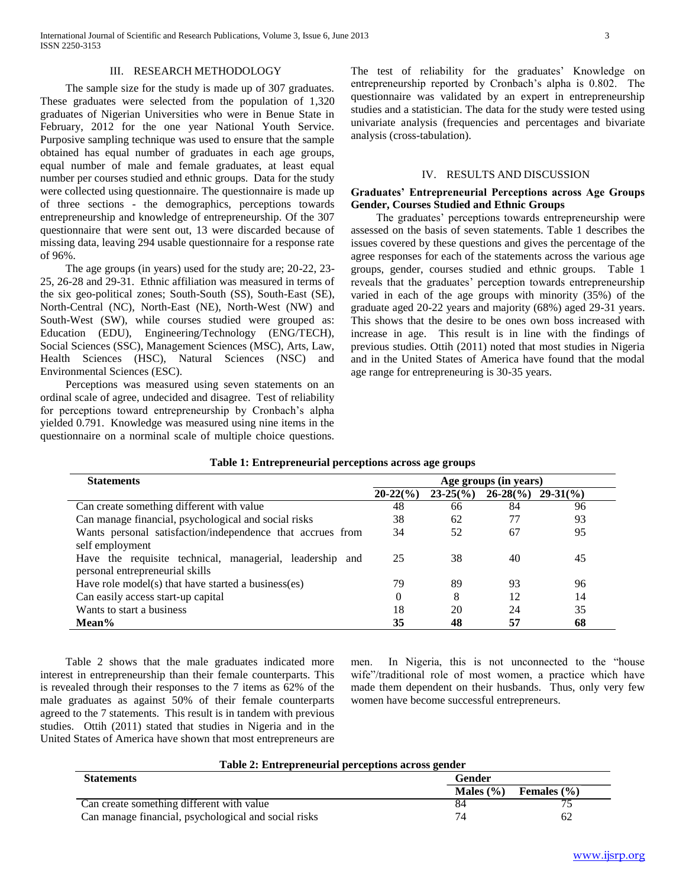## III. RESEARCH METHODOLOGY

The sample size for the study is made up of 307 graduates. These graduates were selected from the population of 1,320 graduates of Nigerian Universities who were in Benue State in February, 2012 for the one year National Youth Service. Purposive sampling technique was used to ensure that the sample obtained has equal number of graduates in each age groups, equal number of male and female graduates, at least equal number per courses studied and ethnic groups. Data for the study were collected using questionnaire. The questionnaire is made up of three sections - the demographics, perceptions towards entrepreneurship and knowledge of entrepreneurship. Of the 307 questionnaire that were sent out, 13 were discarded because of missing data, leaving 294 usable questionnaire for a response rate of 96%.

The age groups (in years) used for the study are; 20-22, 23-25, 26-28 and 29-31. Ethnic affiliation was measured in terms of the six geo-political zones; South-South (SS), South-East (SE), North-Central (NC), North-East (NE), North-West (NW) and South-West (SW), while courses studied were grouped as: Education (EDU), Engineering/Technology (ENG/TECH), Social Sciences (SSC), Management Sciences (MSC), Arts, Law, Health Sciences (HSC), Natural Sciences (NSC) and Environmental Sciences (ESC).

Perceptions was measured using seven statements on an ordinal scale of agree, undecided and disagree. Test of reliability for perceptions toward entrepreneurship by Cronbach's alpha yielded 0.791. Knowledge was measured using nine items in the questionnaire on a norminal scale of multiple choice questions. The test of reliability for the graduates' Knowledge on entrepreneurship reported by Cronbach's alpha is 0.802. The questionnaire was validated by an expert in entrepreneurship studies and a statistician. The data for the study were tested using univariate analysis (frequencies and percentages and bivariate analysis (cross-tabulation).

## IV. RESULTS AND DISCUSSION

### Graduates' Entrepreneurial Perceptions across Age Groups Gender, Courses Studied and Ethnic Groups

The graduates' perceptions towards entrepreneurship were assessed on the basis of seven statements. Table 1 describes the issues covered by these questions and gives the percentage of the agree responses for each of the statements across the various age groups, gender, courses studied and ethnic groups. Table 1 reveals that the graduates' perception towards entrepreneurship varied in each of the age groups with minority (35%) of the graduate aged 20-22 years and majority (68%) aged 29-31 years. This shows that the desire to be ones own boss increased with increase in age. This result is in line with the findings of previous studies. Ottih (2011) noted that most studies in Nigeria and in the United States of America have found that the modal age range for entrepreneuring is 30-35 years.

**Table 1: Entrepreneurial perceptions across age groups**

| Statements | Age groups (in years) | | | |
|---|---|---|---|---|
| | 20-22(%) | 23-25(%) | 26-28(%) | 29-31(%) |
| Can create something different with value | 48 | 66 | 84 | 96 |
| Can manage financial, psychological and social risks | 38 | 62 | 77 | 93 |
| Wants personal satisfaction/independence that accrues from self employment | 34 | 52 | 67 | 95 |
| Have the requisite technical, managerial, leadership and personal entrepreneurial skills | 25 | 38 | 40 | 45 |
| Have role model(s) that have started a business(es) | 79 | 89 | 93 | 96 |
| Can easily access start-up capital | 0 | 8 | 12 | 14 |
| Wants to start a business | 18 | 20 | 24 | 35 |
| **Mean%** | **35** | **48** | **57** | **68** |

Table 2 shows that the male graduates indicated more interest in entrepreneurship than their female counterparts. This is revealed through their responses to the 7 items as 62% of the male graduates as against 50% of their female counterparts agreed to the 7 statements. This result is in tandem with previous studies. Ottih (2011) stated that studies in Nigeria and in the United States of America have shown that most entrepreneurs are men. In Nigeria, this is not unconnected to the "house wife"/traditional role of most women, a practice which have made them dependent on their husbands. Thus, only very few women have become successful entrepreneurs.

**Table 2: Entrepreneurial perceptions across gender**

| Statements | Gender | |
|---|---|---|
| | Males (%) | Females (%) |
| Can create something different with value | 84 | 75 |
| Can manage financial, psychological and social risks | 74 | 62 |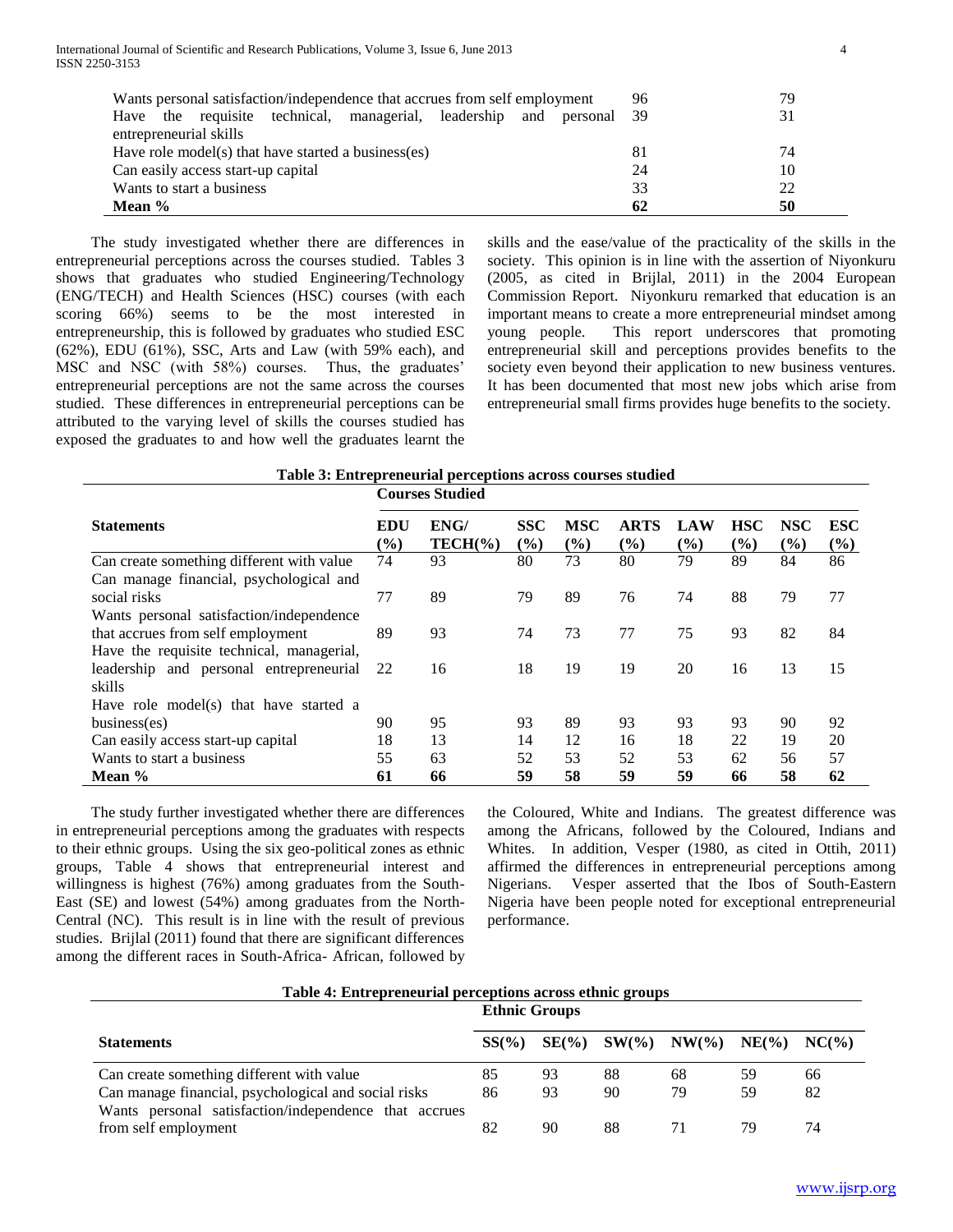| | | |
|---|---|---|
| Wants personal satisfaction/independence that accrues from self employment | 96 | 79 |
| Have the requisite technical, managerial, leadership and personal entrepreneurial skills | 39 | 31 |
| Have role model(s) that have started a business(es) | 81 | 74 |
| Can easily access start-up capital | 24 | 10 |
| Wants to start a business | 33 | 22 |
| **Mean %** | **62** | **50** |

The study investigated whether there are differences in entrepreneurial perceptions across the courses studied. Tables 3 shows that graduates who studied Engineering/Technology (ENG/TECH) and Health Sciences (HSC) courses (with each scoring 66%) seems to be the most interested in entrepreneurship, this is followed by graduates who studied ESC (62%), EDU (61%), SSC, Arts and Law (with 59% each), and MSC and NSC (with 58%) courses. Thus, the graduates' entrepreneurial perceptions are not the same across the courses studied. These differences in entrepreneurial perceptions can be attributed to the varying level of skills the courses studied has exposed the graduates to and how well the graduates learnt the skills and the ease/value of the practicality of the skills in the society. This opinion is in line with the assertion of Niyonkuru (2005, as cited in Brijlal, 2011) in the 2004 European Commission Report. Niyonkuru remarked that education is an important means to create a more entrepreneurial mindset among young people. This report underscores that promoting entrepreneurial skill and perceptions provides benefits to the society even beyond their application to new business ventures. It has been documented that most new jobs which arise from entrepreneurial small firms provides huge benefits to the society.

**Table 3: Entrepreneurial perceptions across courses studied**

| | Courses Studied | | | | | | | | |
|---|---|---|---|---|---|---|---|---|---|
| **Statements** | **EDU (%)** | **ENG/ TECH(%)** | **SSC (%)** | **MSC (%)** | **ARTS (%)** | **LAW (%)** | **HSC (%)** | **NSC (%)** | **ESC (%)** |
| Can create something different with value | 74 | 93 | 80 | 73 | 80 | 79 | 89 | 84 | 86 |
| Can manage financial, psychological and social risks | 77 | 89 | 79 | 89 | 76 | 74 | 88 | 79 | 77 |
| Wants personal satisfaction/independence that accrues from self employment | 89 | 93 | 74 | 73 | 77 | 75 | 93 | 82 | 84 |
| Have the requisite technical, managerial, leadership and personal entrepreneurial skills | 22 | 16 | 18 | 19 | 19 | 20 | 16 | 13 | 15 |
| Have role model(s) that have started a business(es) | 90 | 95 | 93 | 89 | 93 | 93 | 93 | 90 | 92 |
| Can easily access start-up capital | 18 | 13 | 14 | 12 | 16 | 18 | 22 | 19 | 20 |
| Wants to start a business | 55 | 63 | 52 | 53 | 52 | 53 | 62 | 56 | 57 |
| **Mean %** | **61** | **66** | **59** | **58** | **59** | **59** | **66** | **58** | **62** |

The study further investigated whether there are differences in entrepreneurial perceptions among the graduates with respects to their ethnic groups. Using the six geo-political zones as ethnic groups, Table 4 shows that entrepreneurial interest and willingness is highest (76%) among graduates from the South-East (SE) and lowest (54%) among graduates from the North-Central (NC). This result is in line with the result of previous studies. Brijlal (2011) found that there are significant differences among the different races in South-Africa- African, followed by the Coloured, White and Indians. The greatest difference was among the Africans, followed by the Coloured, Indians and Whites. In addition, Vesper (1980, as cited in Ottih, 2011) affirmed the differences in entrepreneurial perceptions among Nigerians. Vesper asserted that the Ibos of South-Eastern Nigeria have been people noted for exceptional entrepreneurial performance.

**Table 4: Entrepreneurial perceptions across ethnic groups**

| | Ethnic Groups | | | | | |
|---|---|---|---|---|---|---|
| **Statements** | **SS(%)** | **SE(%)** | **SW(%)** | **NW(%)** | **NE(%)** | **NC(%)** |
| Can create something different with value | 85 | 93 | 88 | 68 | 59 | 66 |
| Can manage financial, psychological and social risks | 86 | 93 | 90 | 79 | 59 | 82 |
| Wants personal satisfaction/independence that accrues from self employment | 82 | 90 | 88 | 71 | 79 | 74 |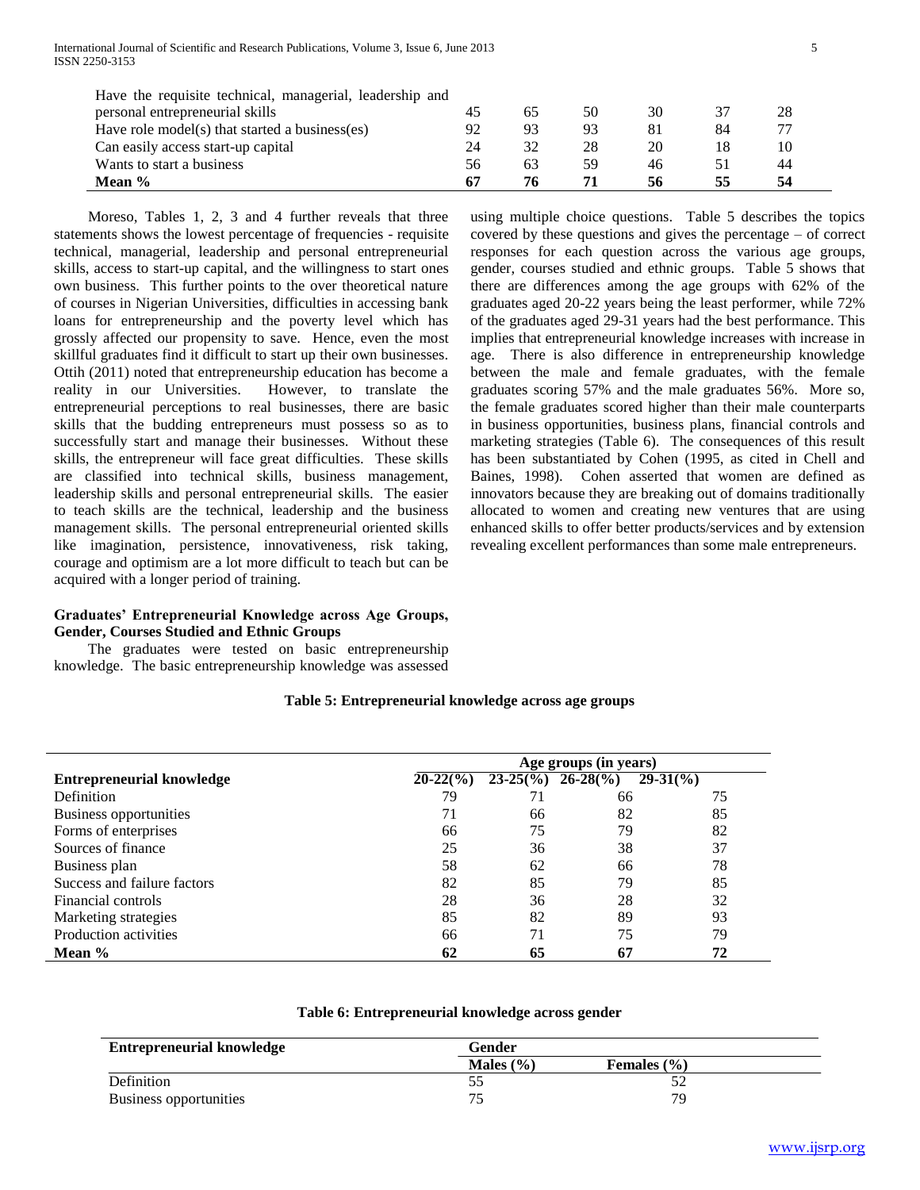| | | | | | | |
|---|---|---|---|---|---|---|
| Have the requisite technical, managerial, leadership and personal entrepreneurial skills | 45 | 65 | 50 | 30 | 37 | 28 |
| Have role model(s) that started a business(es) | 92 | 93 | 93 | 81 | 84 | 77 |
| Can easily access start-up capital | 24 | 32 | 28 | 20 | 18 | 10 |
| Wants to start a business | 56 | 63 | 59 | 46 | 51 | 44 |
| **Mean %** | **67** | **76** | **71** | **56** | **55** | **54** |

Moreso, Tables 1, 2, 3 and 4 further reveals that three statements shows the lowest percentage of frequencies - requisite technical, managerial, leadership and personal entrepreneurial skills, access to start-up capital, and the willingness to start ones own business. This further points to the over theoretical nature of courses in Nigerian Universities, difficulties in accessing bank loans for entrepreneurship and the poverty level which has grossly affected our propensity to save. Hence, even the most skillful graduates find it difficult to start up their own businesses. Ottih (2011) noted that entrepreneurship education has become a reality in our Universities. However, to translate the entrepreneurial perceptions to real businesses, there are basic skills that the budding entrepreneurs must possess so as to successfully start and manage their businesses. Without these skills, the entrepreneur will face great difficulties. These skills are classified into technical skills, business management, leadership skills and personal entrepreneurial skills. The easier to teach skills are the technical, leadership and the business management skills. The personal entrepreneurial oriented skills like imagination, persistence, innovativeness, risk taking, courage and optimism are a lot more difficult to teach but can be acquired with a longer period of training.

**Graduates' Entrepreneurial Knowledge across Age Groups, Gender, Courses Studied and Ethnic Groups**

The graduates were tested on basic entrepreneurship knowledge. The basic entrepreneurship knowledge was assessed using multiple choice questions. Table 5 describes the topics covered by these questions and gives the percentage – of correct responses for each question across the various age groups, gender, courses studied and ethnic groups. Table 5 shows that there are differences among the age groups with 62% of the graduates aged 20-22 years being the least performer, while 72% of the graduates aged 29-31 years had the best performance. This implies that entrepreneurial knowledge increases with increase in age. There is also difference in entrepreneurship knowledge between the male and female graduates, with the female graduates scoring 57% and the male graduates 56%. More so, the female graduates scored higher than their male counterparts in business opportunities, business plans, financial controls and marketing strategies (Table 6). The consequences of this result has been substantiated by Cohen (1995, as cited in Chell and Baines, 1998). Cohen asserted that women are defined as innovators because they are breaking out of domains traditionally allocated to women and creating new ventures that are using enhanced skills to offer better products/services and by extension revealing excellent performances than some male entrepreneurs.

**Table 5: Entrepreneurial knowledge across age groups**

| | Age groups (in years) | | | |
|---|---|---|---|---|
| **Entrepreneurial knowledge** | **20-22(%)** | **23-25(%)** | **26-28(%)** | **29-31(%)** |
| Definition | 79 | 71 | 66 | 75 |
| Business opportunities | 71 | 66 | 82 | 85 |
| Forms of enterprises | 66 | 75 | 79 | 82 |
| Sources of finance | 25 | 36 | 38 | 37 |
| Business plan | 58 | 62 | 66 | 78 |
| Success and failure factors | 82 | 85 | 79 | 85 |
| Financial controls | 28 | 36 | 28 | 32 |
| Marketing strategies | 85 | 82 | 89 | 93 |
| Production activities | 66 | 71 | 75 | 79 |
| **Mean %** | **62** | **65** | **67** | **72** |

**Table 6: Entrepreneurial knowledge across gender**

| **Entrepreneurial knowledge** | **Gender** | |
|---|---|---|
| | **Males (%)** | **Females (%)** |
| Definition | 55 | 52 |
| Business opportunities | 75 | 79 |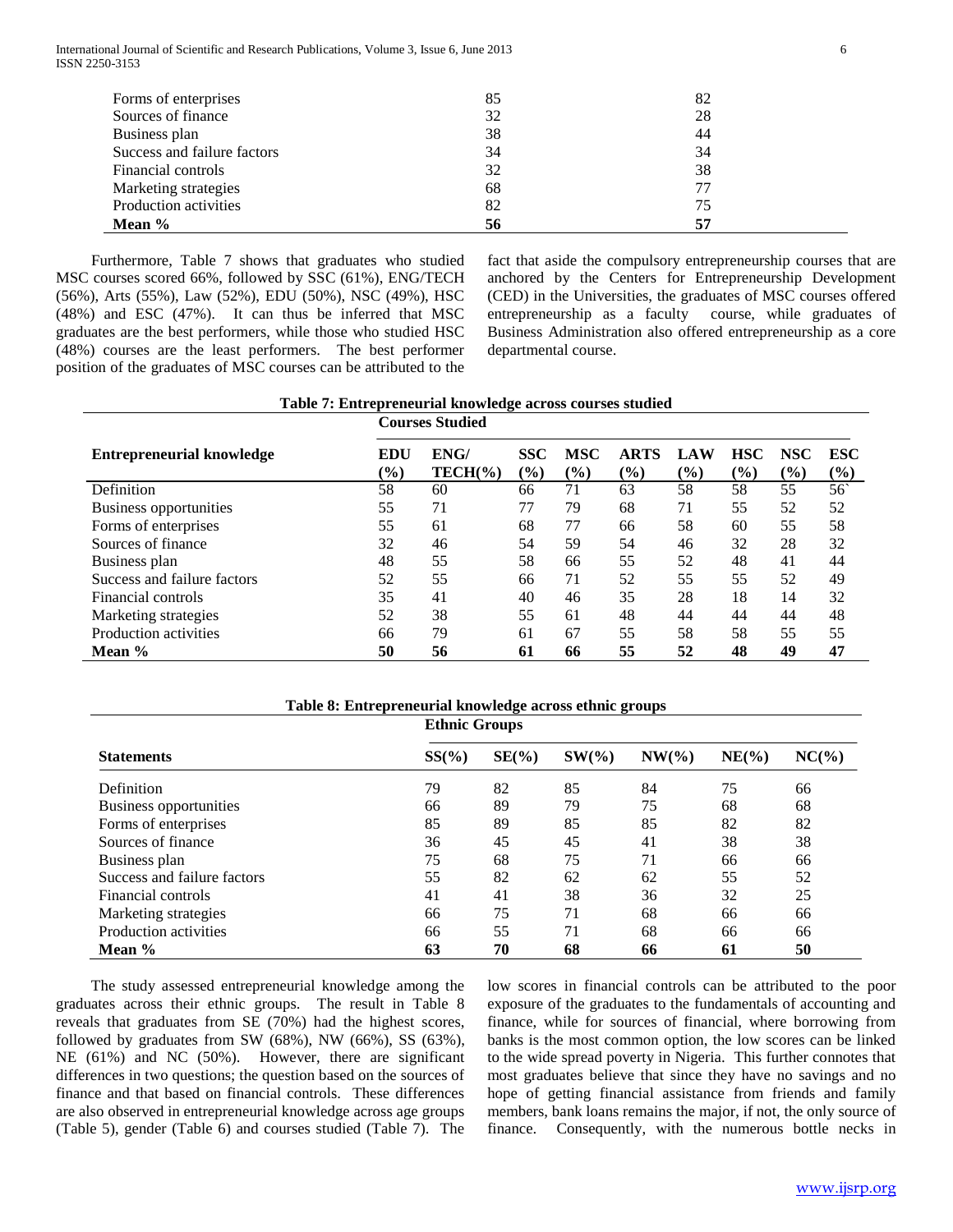| | | |
|---|---|---|
| Forms of enterprises | 85 | 82 |
| Sources of finance | 32 | 28 |
| Business plan | 38 | 44 |
| Success and failure factors | 34 | 34 |
| Financial controls | 32 | 38 |
| Marketing strategies | 68 | 77 |
| Production activities | 82 | 75 |
| **Mean %** | **56** | **57** |

Furthermore, Table 7 shows that graduates who studied MSC courses scored 66%, followed by SSC (61%), ENG/TECH (56%), Arts (55%), Law (52%), EDU (50%), NSC (49%), HSC (48%) and ESC (47%). It can thus be inferred that MSC graduates are the best performers, while those who studied HSC (48%) courses are the least performers. The best performer position of the graduates of MSC courses can be attributed to the fact that aside the compulsory entrepreneurship courses that are anchored by the Centers for Entrepreneurship Development (CED) in the Universities, the graduates of MSC courses offered entrepreneurship as a faculty course, while graduates of Business Administration also offered entrepreneurship as a core departmental course.

**Table 7: Entrepreneurial knowledge across courses studied**

| | Courses Studied | | | | | | | | |
|---|---|---|---|---|---|---|---|---|---|
| **Entrepreneurial knowledge** | **EDU (%)** | **ENG/ TECH(%)** | **SSC (%)** | **MSC (%)** | **ARTS (%)** | **LAW (%)** | **HSC (%)** | **NSC (%)** | **ESC (%)** |
| Definition | 58 | 60 | 66 | 71 | 63 | 58 | 58 | 55 | 56` |
| Business opportunities | 55 | 71 | 77 | 79 | 68 | 71 | 55 | 52 | 52 |
| Forms of enterprises | 55 | 61 | 68 | 77 | 66 | 58 | 60 | 55 | 58 |
| Sources of finance | 32 | 46 | 54 | 59 | 54 | 46 | 32 | 28 | 32 |
| Business plan | 48 | 55 | 58 | 66 | 55 | 52 | 48 | 41 | 44 |
| Success and failure factors | 52 | 55 | 66 | 71 | 52 | 55 | 55 | 52 | 49 |
| Financial controls | 35 | 41 | 40 | 46 | 35 | 28 | 18 | 14 | 32 |
| Marketing strategies | 52 | 38 | 55 | 61 | 48 | 44 | 44 | 44 | 48 |
| Production activities | 66 | 79 | 61 | 67 | 55 | 58 | 58 | 55 | 55 |
| **Mean %** | **50** | **56** | **61** | **66** | **55** | **52** | **48** | **49** | **47** |

**Table 8: Entrepreneurial knowledge across ethnic groups**

| | Ethnic Groups | | | | | |
|---|---|---|---|---|---|---|
| **Statements** | **SS(%)** | **SE(%)** | **SW(%)** | **NW(%)** | **NE(%)** | **NC(%)** |
| Definition | 79 | 82 | 85 | 84 | 75 | 66 |
| Business opportunities | 66 | 89 | 79 | 75 | 68 | 68 |
| Forms of enterprises | 85 | 89 | 85 | 85 | 82 | 82 |
| Sources of finance | 36 | 45 | 45 | 41 | 38 | 38 |
| Business plan | 75 | 68 | 75 | 71 | 66 | 66 |
| Success and failure factors | 55 | 82 | 62 | 62 | 55 | 52 |
| Financial controls | 41 | 41 | 38 | 36 | 32 | 25 |
| Marketing strategies | 66 | 75 | 71 | 68 | 66 | 66 |
| Production activities | 66 | 55 | 71 | 68 | 66 | 66 |
| **Mean %** | **63** | **70** | **68** | **66** | **61** | **50** |

The study assessed entrepreneurial knowledge among the graduates across their ethnic groups. The result in Table 8 reveals that graduates from SE (70%) had the highest scores, followed by graduates from SW (68%), NW (66%), SS (63%), NE (61%) and NC (50%). However, there are significant differences in two questions; the question based on the sources of finance and that based on financial controls. These differences are also observed in entrepreneurial knowledge across age groups (Table 5), gender (Table 6) and courses studied (Table 7). The low scores in financial controls can be attributed to the poor exposure of the graduates to the fundamentals of accounting and finance, while for sources of financial, where borrowing from banks is the most common option, the low scores can be linked to the wide spread poverty in Nigeria. This further connotes that most graduates believe that since they have no savings and no hope of getting financial assistance from friends and family members, bank loans remains the major, if not, the only source of finance. Consequently, with the numerous bottle necks in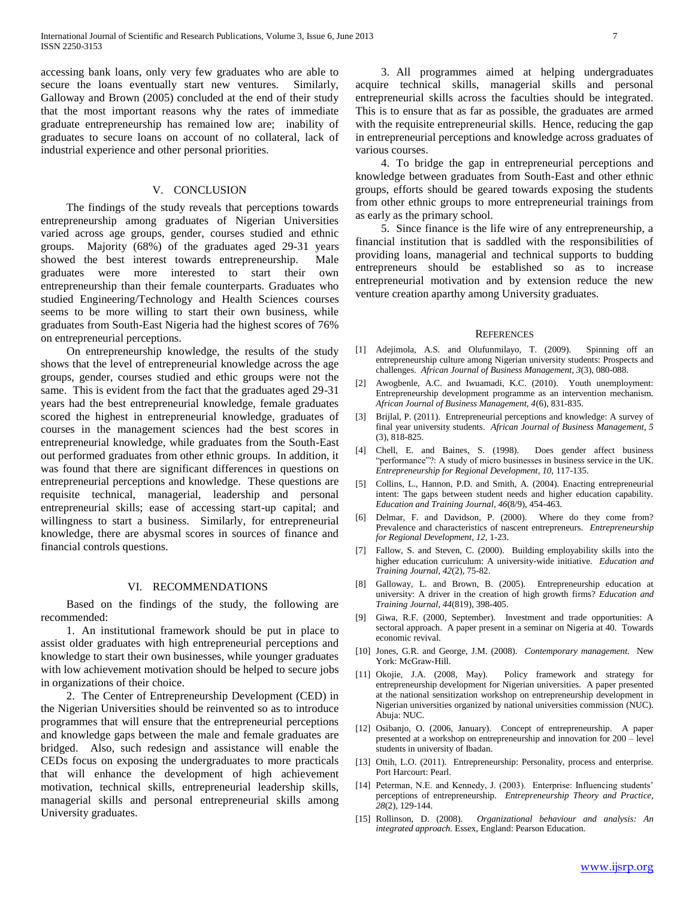accessing bank loans, only very few graduates who are able to secure the loans eventually start new ventures. Similarly, Galloway and Brown (2005) concluded at the end of their study that the most important reasons why the rates of immediate graduate entrepreneurship has remained low are; inability of graduates to secure loans on account of no collateral, lack of industrial experience and other personal priorities.

## V. CONCLUSION

The findings of the study reveals that perceptions towards entrepreneurship among graduates of Nigerian Universities varied across age groups, gender, courses studied and ethnic groups. Majority (68%) of the graduates aged 29-31 years showed the best interest towards entrepreneurship. Male graduates were more interested to start their own entrepreneurship than their female counterparts. Graduates who studied Engineering/Technology and Health Sciences courses seems to be more willing to start their own business, while graduates from South-East Nigeria had the highest scores of 76% on entrepreneurial perceptions.

On entrepreneurship knowledge, the results of the study shows that the level of entrepreneurial knowledge across the age groups, gender, courses studied and ethic groups were not the same. This is evident from the fact that the graduates aged 29-31 years had the best entrepreneurial knowledge, female graduates scored the highest in entrepreneurial knowledge, graduates of courses in the management sciences had the best scores in entrepreneurial knowledge, while graduates from the South-East out performed graduates from other ethnic groups. In addition, it was found that there are significant differences in questions on entrepreneurial perceptions and knowledge. These questions are requisite technical, managerial, leadership and personal entrepreneurial skills; ease of accessing start-up capital; and willingness to start a business. Similarly, for entrepreneurial knowledge, there are abysmal scores in sources of finance and financial controls questions.

## VI. RECOMMENDATIONS

Based on the findings of the study, the following are recommended:

1. An institutional framework should be put in place to assist older graduates with high entrepreneurial perceptions and knowledge to start their own businesses, while younger graduates with low achievement motivation should be helped to secure jobs in organizations of their choice.

2. The Center of Entrepreneurship Development (CED) in the Nigerian Universities should be reinvented so as to introduce programmes that will ensure that the entrepreneurial perceptions and knowledge gaps between the male and female graduates are bridged. Also, such redesign and assistance will enable the CEDs focus on exposing the undergraduates to more practicals that will enhance the development of high achievement motivation, technical skills, entrepreneurial leadership skills, managerial skills and personal entrepreneurial skills among University graduates.

3. All programmes aimed at helping undergraduates acquire technical skills, managerial skills and personal entrepreneurial skills across the faculties should be integrated. This is to ensure that as far as possible, the graduates are armed with the requisite entrepreneurial skills. Hence, reducing the gap in entrepreneurial perceptions and knowledge across graduates of various courses.

4. To bridge the gap in entrepreneurial perceptions and knowledge between graduates from South-East and other ethnic groups, efforts should be geared towards exposing the students from other ethnic groups to more entrepreneurial trainings from as early as the primary school.

5. Since finance is the life wire of any entrepreneurship, a financial institution that is saddled with the responsibilities of providing loans, managerial and technical supports to budding entrepreneurs should be established so as to increase entrepreneurial motivation and by extension reduce the new venture creation aparthy among University graduates.

## REFERENCES

[1] Adejimola, A.S. and Olufunmilayo, T. (2009). Spinning off an entrepreneurship culture among Nigerian university students: Prospects and challenges. *African Journal of Business Management, 3*(3), 080-088.

[2] Awogbenle, A.C. and Iwuamadi, K.C. (2010). Youth unemployment: Entrepreneurship development programme as an intervention mechanism. *African Journal of Business Management, 4*(6), 831-835.

[3] Brijlal, P. (2011). Entrepreneurial perceptions and knowledge: A survey of final year university students. *African Journal of Business Management, 5* (3), 818-825.

[4] Chell, E. and Baines, S. (1998). Does gender affect business "performance"?: A study of micro businesses in business service in the UK. *Entrepreneurship for Regional Development, 10,* 117-135.

[5] Collins, L., Hannon, P.D. and Smith, A. (2004). Enacting entrepreneurial intent: The gaps between student needs and higher education capability. *Education and Training Journal, 46*(8/9), 454-463.

[6] Delmar, F. and Davidson, P. (2000). Where do they come from? Prevalence and characteristics of nascent entrepreneurs. *Entrepreneurship for Regional Development, 12,* 1-23.

[7] Fallow, S. and Steven, C. (2000). Building employability skills into the higher education curriculum: A university-wide initiative. *Education and Training Journal, 42*(2), 75-82.

[8] Galloway, L. and Brown, B. (2005). Entrepreneurship education at university: A driver in the creation of high growth firms? *Education and Training Journal, 44*(819), 398-405.

[9] Giwa, R.F. (2000, September). Investment and trade opportunities: A sectoral approach. A paper present in a seminar on Nigeria at 40. Towards economic revival.

[10] Jones, G.R. and George, J.M. (2008). *Contemporary management.* New York: McGraw-Hill.

[11] Okojie, J.A. (2008, May). Policy framework and strategy for entrepreneurship development for Nigerian universities. A paper presented at the national sensitization workshop on entrepreneurship development in Nigerian universities organized by national universities commission (NUC). Abuja: NUC.

[12] Osibanjo, O. (2006, January). Concept of entrepreneurship. A paper presented at a workshop on entrepreneurship and innovation for 200 – level students in university of Ibadan.

[13] Ottih, L.O. (2011). Entrepreneurship: Personality, process and enterprise. Port Harcourt: Pearl.

[14] Peterman, N.E. and Kennedy, J. (2003). Enterprise: Influencing students' perceptions of entrepreneurship. *Entrepreneurship Theory and Practice, 28*(2), 129-144.

[15] Rollinson, D. (2008). *Organizational behaviour and analysis: An integrated approach.* Essex, England: Pearson Education.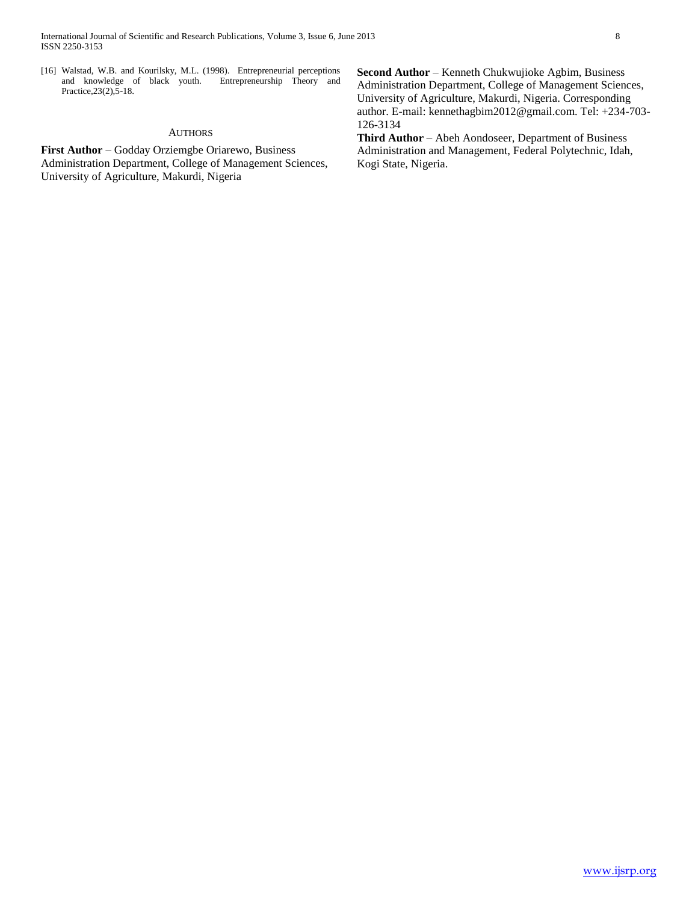[16] Walstad, W.B. and Kourilsky, M.L. (1998). Entrepreneurial perceptions and knowledge of black youth. Entrepreneurship Theory and Practice,23(2),5-18.

## AUTHORS

**First Author** – Godday Orziemgbe Oriarewo, Business Administration Department, College of Management Sciences, University of Agriculture, Makurdi, Nigeria

**Second Author** – Kenneth Chukwujioke Agbim, Business Administration Department, College of Management Sciences, University of Agriculture, Makurdi, Nigeria. Corresponding author. E-mail: kennethagbim2012@gmail.com. Tel: +234-703-126-3134

**Third Author** – Abeh Aondoseer, Department of Business Administration and Management, Federal Polytechnic, Idah, Kogi State, Nigeria.